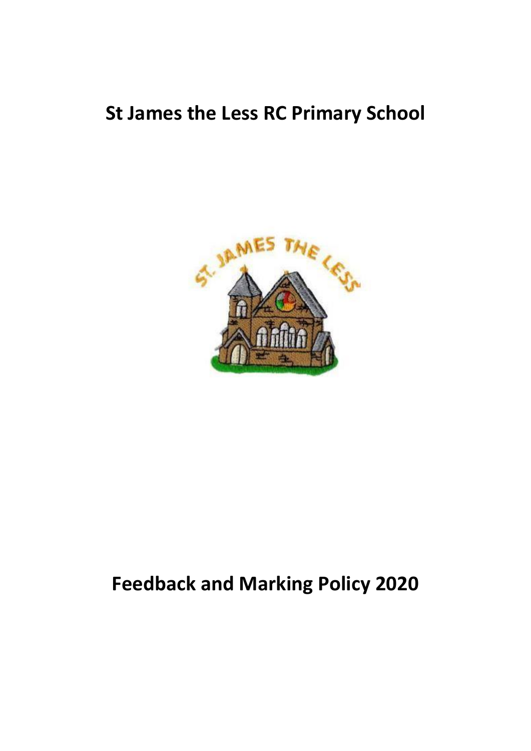# St James the Less RC Primary School

# Feedback and Marking Policy 2020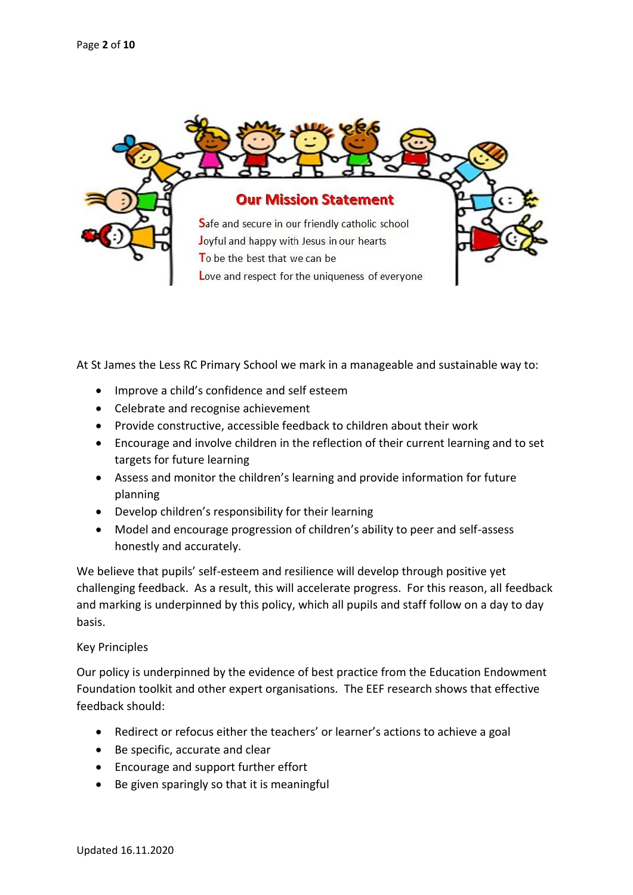## Our Mission Statement

**S**afe and secure in our friendly catholic school
**J**oyful and happy with Jesus in our hearts
**T**o be the best that we can be
**L**ove and respect for the uniqueness of everyone

At St James the Less RC Primary School we mark in a manageable and sustainable way to:

- Improve a child's confidence and self esteem
- Celebrate and recognise achievement
- Provide constructive, accessible feedback to children about their work
- Encourage and involve children in the reflection of their current learning and to set targets for future learning
- Assess and monitor the children's learning and provide information for future planning
- Develop children's responsibility for their learning
- Model and encourage progression of children's ability to peer and self-assess honestly and accurately.

We believe that pupils' self-esteem and resilience will develop through positive yet challenging feedback. As a result, this will accelerate progress. For this reason, all feedback and marking is underpinned by this policy, which all pupils and staff follow on a day to day basis.

Key Principles

Our policy is underpinned by the evidence of best practice from the Education Endowment Foundation toolkit and other expert organisations. The EEF research shows that effective feedback should:

- Redirect or refocus either the teachers' or learner's actions to achieve a goal
- Be specific, accurate and clear
- Encourage and support further effort
- Be given sparingly so that it is meaningful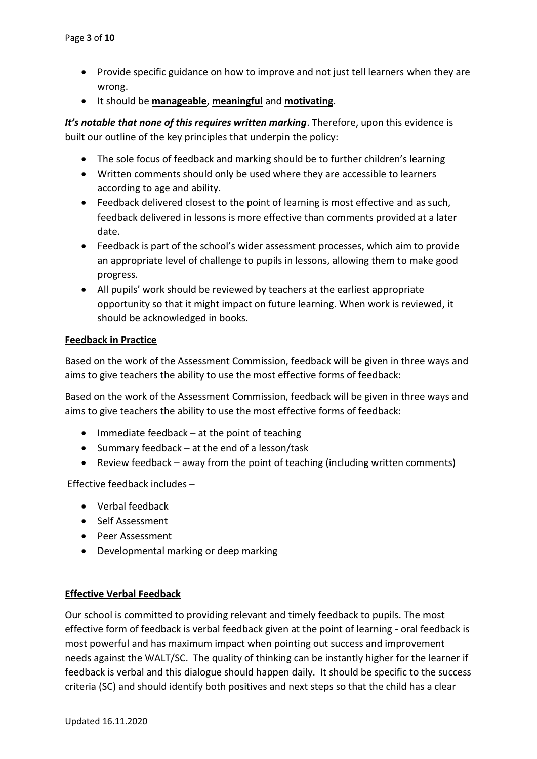- Provide specific guidance on how to improve and not just tell learners when they are wrong.
- It should be **manageable**, **meaningful** and **motivating**.

***It's notable that none of this requires written marking***. Therefore, upon this evidence is built our outline of the key principles that underpin the policy:

- The sole focus of feedback and marking should be to further children's learning
- Written comments should only be used where they are accessible to learners according to age and ability.
- Feedback delivered closest to the point of learning is most effective and as such, feedback delivered in lessons is more effective than comments provided at a later date.
- Feedback is part of the school's wider assessment processes, which aim to provide an appropriate level of challenge to pupils in lessons, allowing them to make good progress.
- All pupils' work should be reviewed by teachers at the earliest appropriate opportunity so that it might impact on future learning. When work is reviewed, it should be acknowledged in books.

## Feedback in Practice

Based on the work of the Assessment Commission, feedback will be given in three ways and aims to give teachers the ability to use the most effective forms of feedback:

Based on the work of the Assessment Commission, feedback will be given in three ways and aims to give teachers the ability to use the most effective forms of feedback:

- Immediate feedback – at the point of teaching
- Summary feedback – at the end of a lesson/task
- Review feedback – away from the point of teaching (including written comments)

Effective feedback includes –

- Verbal feedback
- Self Assessment
- Peer Assessment
- Developmental marking or deep marking

## Effective Verbal Feedback

Our school is committed to providing relevant and timely feedback to pupils. The most effective form of feedback is verbal feedback given at the point of learning - oral feedback is most powerful and has maximum impact when pointing out success and improvement needs against the WALT/SC. The quality of thinking can be instantly higher for the learner if feedback is verbal and this dialogue should happen daily. It should be specific to the success criteria (SC) and should identify both positives and next steps so that the child has a clear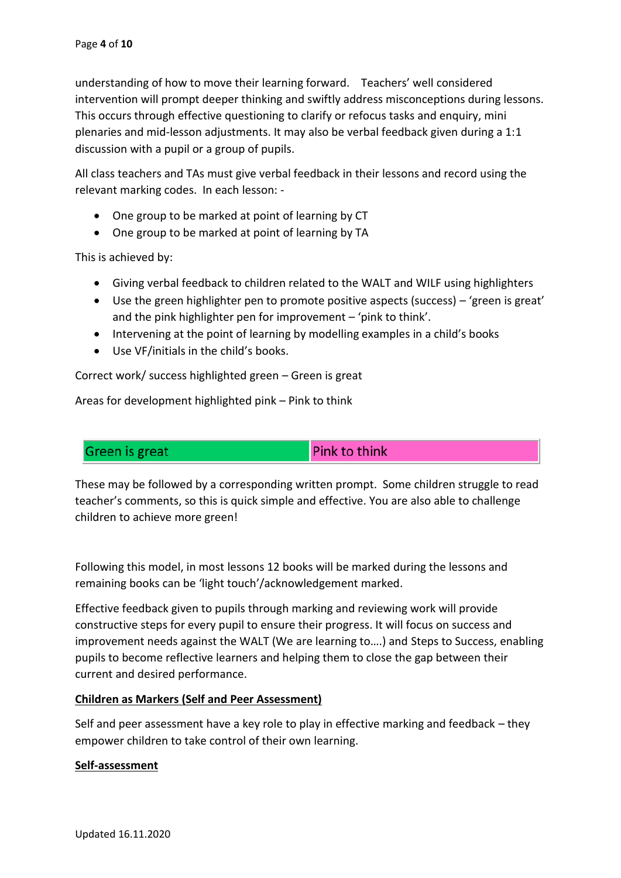understanding of how to move their learning forward. Teachers' well considered intervention will prompt deeper thinking and swiftly address misconceptions during lessons. This occurs through effective questioning to clarify or refocus tasks and enquiry, mini plenaries and mid-lesson adjustments. It may also be verbal feedback given during a 1:1 discussion with a pupil or a group of pupils.

All class teachers and TAs must give verbal feedback in their lessons and record using the relevant marking codes. In each lesson: -

- One group to be marked at point of learning by CT
- One group to be marked at point of learning by TA

This is achieved by:

- Giving verbal feedback to children related to the WALT and WILF using highlighters
- Use the green highlighter pen to promote positive aspects (success) – 'green is great' and the pink highlighter pen for improvement – 'pink to think'.
- Intervening at the point of learning by modelling examples in a child's books
- Use VF/initials in the child's books.

Correct work/ success highlighted green – Green is great

Areas for development highlighted pink – Pink to think

| Green is great | Pink to think |
|---|---|

These may be followed by a corresponding written prompt. Some children struggle to read teacher's comments, so this is quick simple and effective. You are also able to challenge children to achieve more green!

Following this model, in most lessons 12 books will be marked during the lessons and remaining books can be 'light touch'/acknowledgement marked.

Effective feedback given to pupils through marking and reviewing work will provide constructive steps for every pupil to ensure their progress. It will focus on success and improvement needs against the WALT (We are learning to….) and Steps to Success, enabling pupils to become reflective learners and helping them to close the gap between their current and desired performance.

**Children as Markers (Self and Peer Assessment)**

Self and peer assessment have a key role to play in effective marking and feedback – they empower children to take control of their own learning.

**Self-assessment**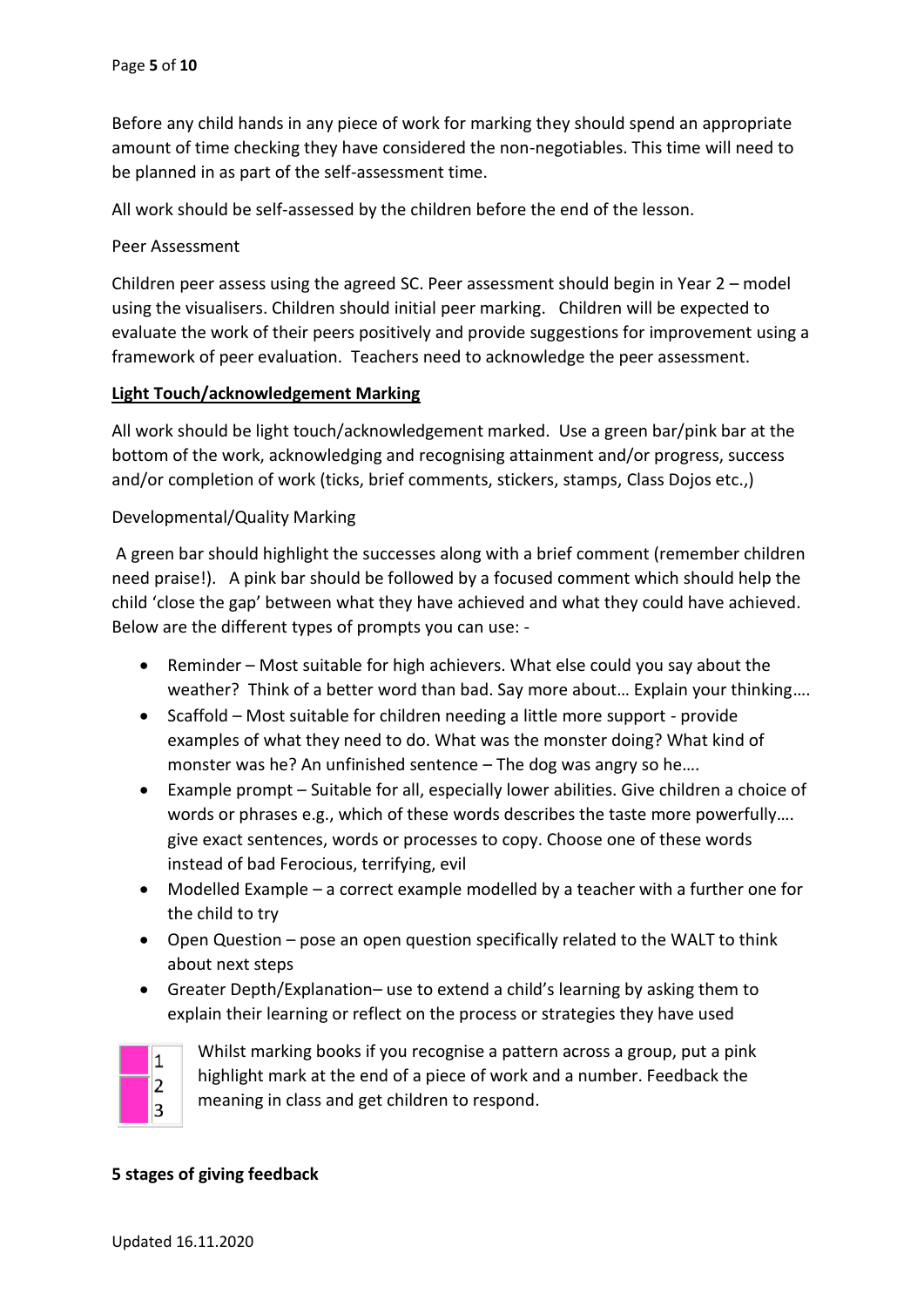Before any child hands in any piece of work for marking they should spend an appropriate amount of time checking they have considered the non-negotiables. This time will need to be planned in as part of the self-assessment time.

All work should be self-assessed by the children before the end of the lesson.

Peer Assessment

Children peer assess using the agreed SC. Peer assessment should begin in Year 2 – model using the visualisers. Children should initial peer marking. Children will be expected to evaluate the work of their peers positively and provide suggestions for improvement using a framework of peer evaluation. Teachers need to acknowledge the peer assessment.

**<u>Light Touch/acknowledgement Marking</u>**

All work should be light touch/acknowledgement marked. Use a green bar/pink bar at the bottom of the work, acknowledging and recognising attainment and/or progress, success and/or completion of work (ticks, brief comments, stickers, stamps, Class Dojos etc.,)

Developmental/Quality Marking

A green bar should highlight the successes along with a brief comment (remember children need praise!). A pink bar should be followed by a focused comment which should help the child 'close the gap' between what they have achieved and what they could have achieved. Below are the different types of prompts you can use: -

- Reminder – Most suitable for high achievers. What else could you say about the weather? Think of a better word than bad. Say more about… Explain your thinking….
- Scaffold – Most suitable for children needing a little more support - provide examples of what they need to do. What was the monster doing? What kind of monster was he? An unfinished sentence – The dog was angry so he….
- Example prompt – Suitable for all, especially lower abilities. Give children a choice of words or phrases e.g., which of these words describes the taste more powerfully…. give exact sentences, words or processes to copy. Choose one of these words instead of bad Ferocious, terrifying, evil
- Modelled Example – a correct example modelled by a teacher with a further one for the child to try
- Open Question – pose an open question specifically related to the WALT to think about next steps
- Greater Depth/Explanation– use to extend a child's learning by asking them to explain their learning or reflect on the process or strategies they have used

| | |
|---|---|
| | 1 |
| | 2 |
| | 3 |

Whilst marking books if you recognise a pattern across a group, put a pink highlight mark at the end of a piece of work and a number. Feedback the meaning in class and get children to respond.

**5 stages of giving feedback**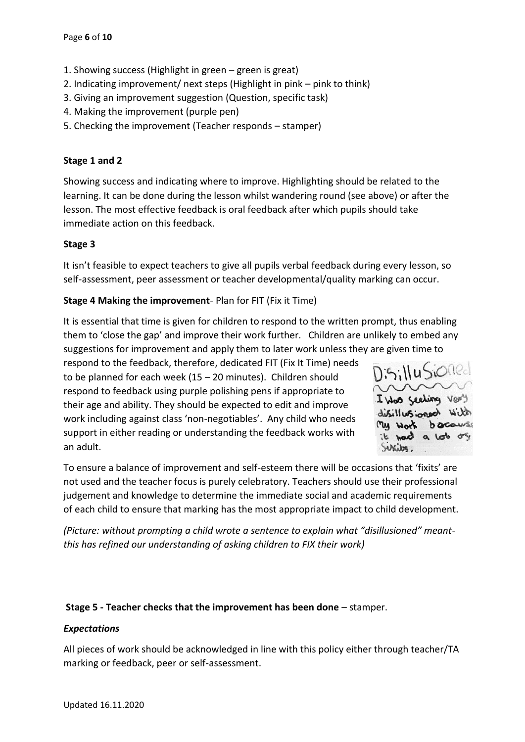1. Showing success (Highlight in green – green is great)
2. Indicating improvement/ next steps (Highlight in pink – pink to think)
3. Giving an improvement suggestion (Question, specific task)
4. Making the improvement (purple pen)
5. Checking the improvement (Teacher responds – stamper)

**Stage 1 and 2**

Showing success and indicating where to improve. Highlighting should be related to the learning. It can be done during the lesson whilst wandering round (see above) or after the lesson. The most effective feedback is oral feedback after which pupils should take immediate action on this feedback.

**Stage 3**

It isn't feasible to expect teachers to give all pupils verbal feedback during every lesson, so self-assessment, peer assessment or teacher developmental/quality marking can occur.

**Stage 4 Making the improvement**- Plan for FIT (Fix it Time)

It is essential that time is given for children to respond to the written prompt, thus enabling them to 'close the gap' and improve their work further. Children are unlikely to embed any suggestions for improvement and apply them to later work unless they are given time to respond to the feedback, therefore, dedicated FIT (Fix It Time) needs to be planned for each week (15 – 20 minutes). Children should respond to feedback using purple polishing pens if appropriate to their age and ability. They should be expected to edit and improve work including against class 'non-negotiables'. Any child who needs support in either reading or understanding the feedback works with an adult.

To ensure a balance of improvement and self-esteem there will be occasions that 'fixits' are not used and the teacher focus is purely celebratory. Teachers should use their professional judgement and knowledge to determine the immediate social and academic requirements of each child to ensure that marking has the most appropriate impact to child development.

*(Picture: without prompting a child wrote a sentence to explain what "disillusioned" meant- this has refined our understanding of asking children to FIX their work)*

**Stage 5 - Teacher checks that the improvement has been done** – stamper.

***Expectations***

All pieces of work should be acknowledged in line with this policy either through teacher/TA marking or feedback, peer or self-assessment.

Updated 16.11.2020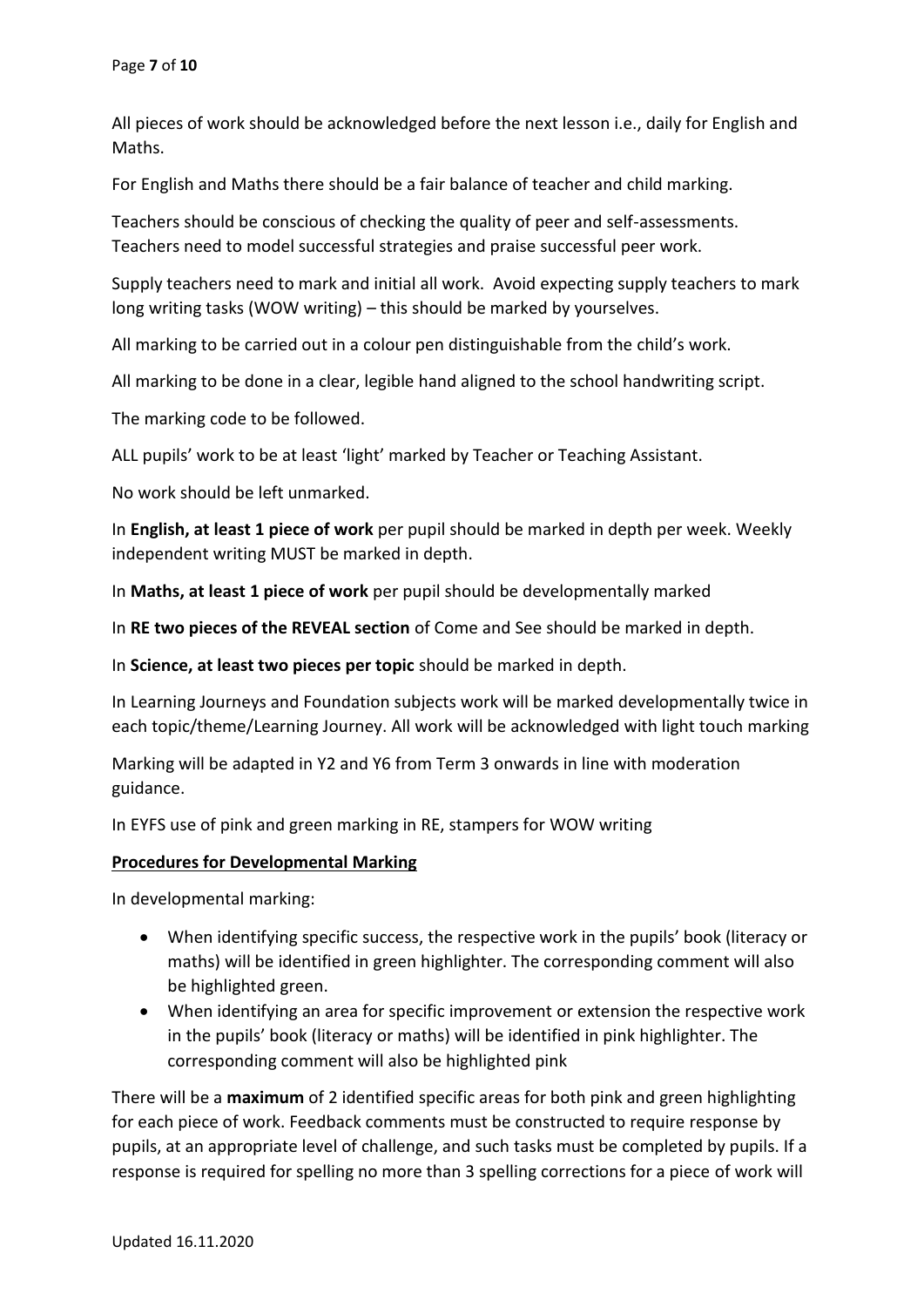All pieces of work should be acknowledged before the next lesson i.e., daily for English and Maths.

For English and Maths there should be a fair balance of teacher and child marking.

Teachers should be conscious of checking the quality of peer and self-assessments. Teachers need to model successful strategies and praise successful peer work.

Supply teachers need to mark and initial all work. Avoid expecting supply teachers to mark long writing tasks (WOW writing) – this should be marked by yourselves.

All marking to be carried out in a colour pen distinguishable from the child's work.

All marking to be done in a clear, legible hand aligned to the school handwriting script.

The marking code to be followed.

ALL pupils' work to be at least 'light' marked by Teacher or Teaching Assistant.

No work should be left unmarked.

In **English, at least 1 piece of work** per pupil should be marked in depth per week. Weekly independent writing MUST be marked in depth.

In **Maths, at least 1 piece of work** per pupil should be developmentally marked

In **RE two pieces of the REVEAL section** of Come and See should be marked in depth.

In **Science, at least two pieces per topic** should be marked in depth.

In Learning Journeys and Foundation subjects work will be marked developmentally twice in each topic/theme/Learning Journey. All work will be acknowledged with light touch marking

Marking will be adapted in Y2 and Y6 from Term 3 onwards in line with moderation guidance.

In EYFS use of pink and green marking in RE, stampers for WOW writing

**Procedures for Developmental Marking**

In developmental marking:

- When identifying specific success, the respective work in the pupils' book (literacy or maths) will be identified in green highlighter. The corresponding comment will also be highlighted green.
- When identifying an area for specific improvement or extension the respective work in the pupils' book (literacy or maths) will be identified in pink highlighter. The corresponding comment will also be highlighted pink

There will be a **maximum** of 2 identified specific areas for both pink and green highlighting for each piece of work. Feedback comments must be constructed to require response by pupils, at an appropriate level of challenge, and such tasks must be completed by pupils. If a response is required for spelling no more than 3 spelling corrections for a piece of work will

Updated 16.11.2020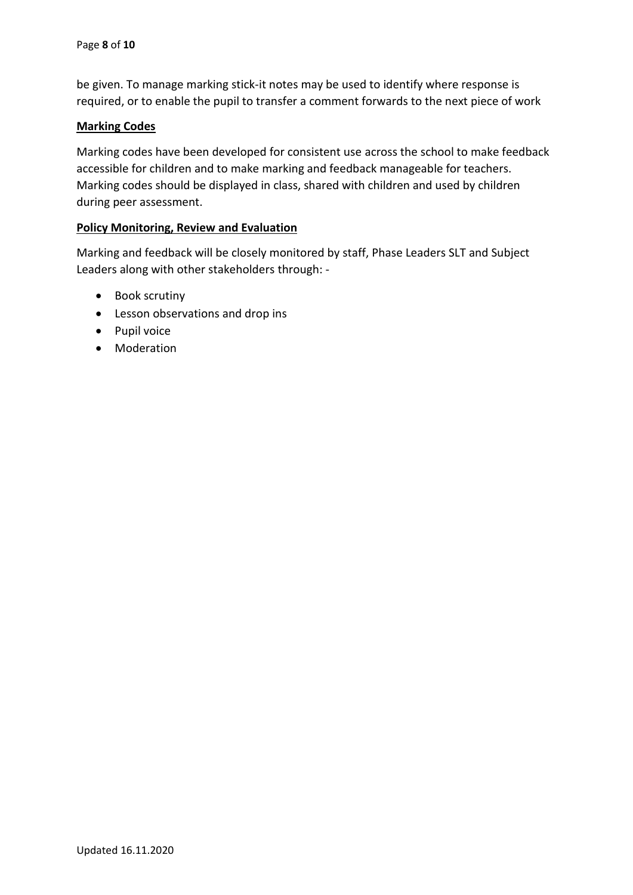be given. To manage marking stick-it notes may be used to identify where response is required, or to enable the pupil to transfer a comment forwards to the next piece of work

**Marking Codes**

Marking codes have been developed for consistent use across the school to make feedback accessible for children and to make marking and feedback manageable for teachers. Marking codes should be displayed in class, shared with children and used by children during peer assessment.

**Policy Monitoring, Review and Evaluation**

Marking and feedback will be closely monitored by staff, Phase Leaders SLT and Subject Leaders along with other stakeholders through: -

- Book scrutiny
- Lesson observations and drop ins
- Pupil voice
- Moderation

Updated 16.11.2020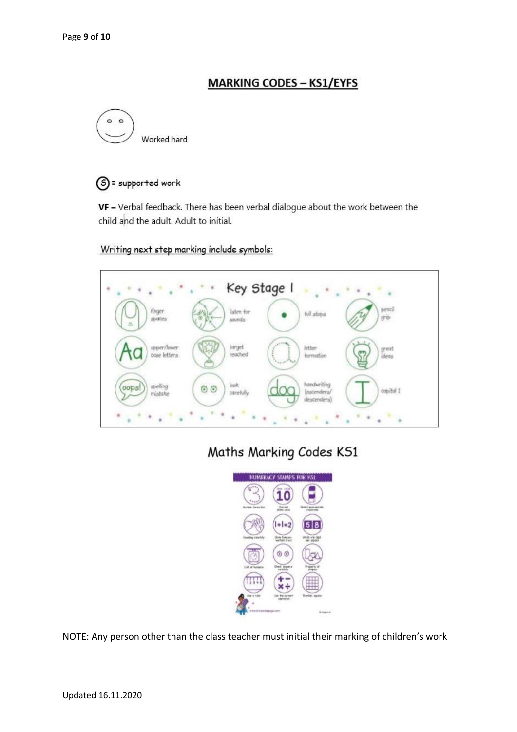## MARKING CODES – KS1/EYFS

Worked hard

Ⓢ = supported work

**VF –** Verbal feedback. There has been verbal dialogue about the work between the child and the adult. Adult to initial.

Writing next step marking include symbols:

Key Stage I

finger spaces | listen for sounds | full stops | pencil grip

upper/lower case letters | target reached | letter formation | great ideas

spelling mistake | look carefully | handwriting (ascenders/ descenders) | capital I

Maths Marking Codes KS1

NUMERACY STAMPS FOR KS1

NOTE: Any person other than the class teacher must initial their marking of children's work

Updated 16.11.2020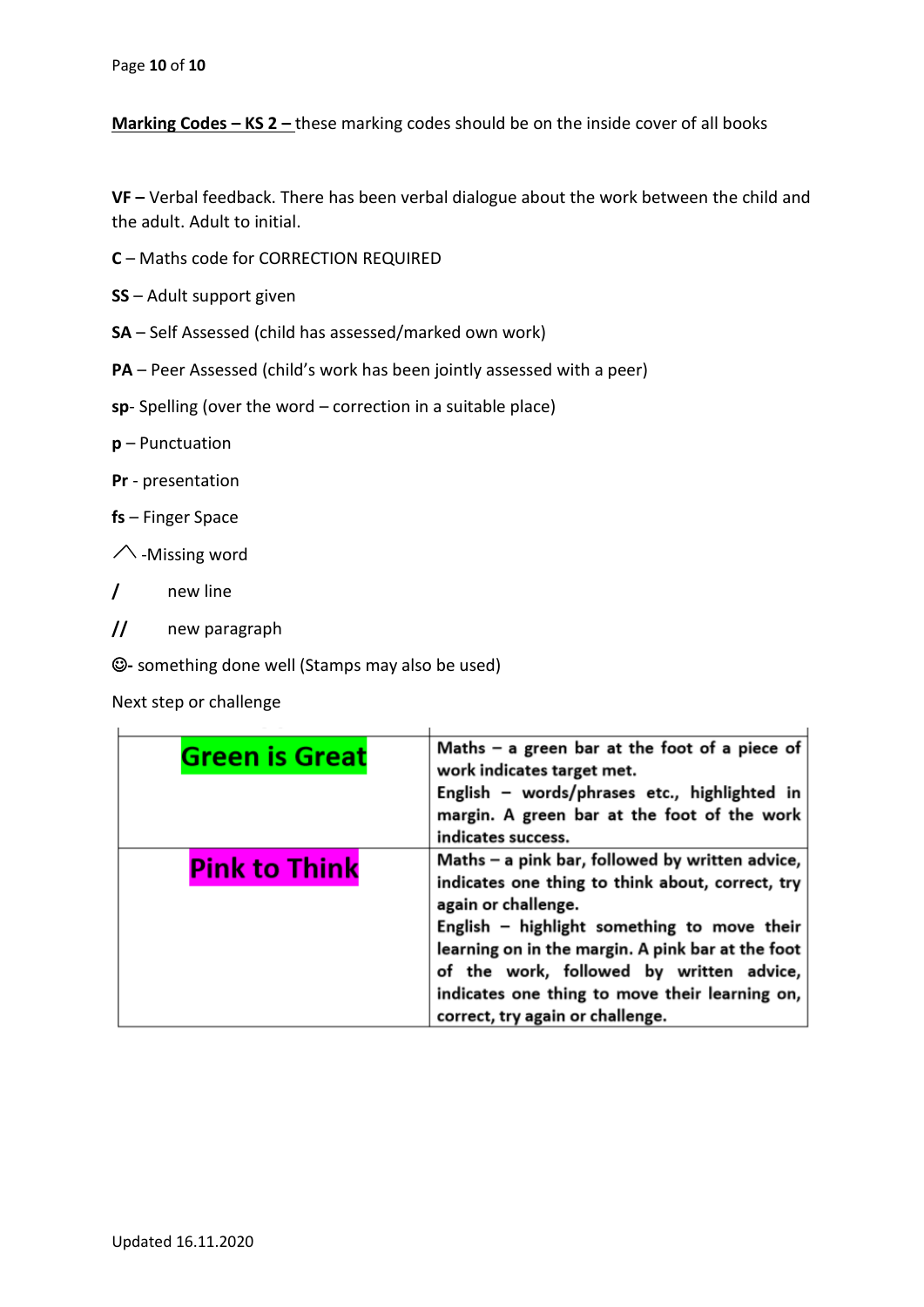**Marking Codes – KS 2 –** these marking codes should be on the inside cover of all books

**VF –** Verbal feedback. There has been verbal dialogue about the work between the child and the adult. Adult to initial.

**C** – Maths code for CORRECTION REQUIRED

**SS** – Adult support given

**SA** – Self Assessed (child has assessed/marked own work)

**PA** – Peer Assessed (child's work has been jointly assessed with a peer)

**sp**- Spelling (over the word – correction in a suitable place)

**p** – Punctuation

**Pr** - presentation

**fs** – Finger Space

^ -Missing word

**/** new line

**//** new paragraph

☺- something done well (Stamps may also be used)

Next step or challenge

| | |
|---|---|
| **Green is Great** | **Maths – a green bar at the foot of a piece of work indicates target met.** **English – words/phrases etc., highlighted in margin. A green bar at the foot of the work indicates success.** |
| **Pink to Think** | **Maths – a pink bar, followed by written advice, indicates one thing to think about, correct, try again or challenge.** **English – highlight something to move their learning on in the margin. A pink bar at the foot of the work, followed by written advice, indicates one thing to move their learning on, correct, try again or challenge.** |

Updated 16.11.2020